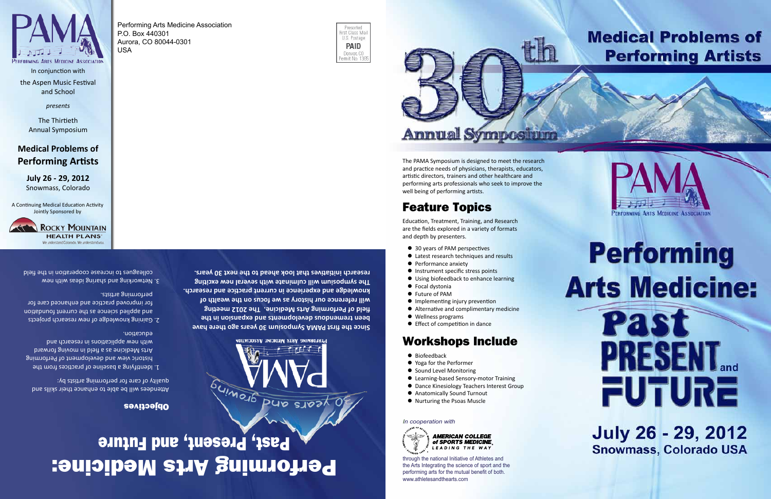PERFORMING ARTS MEDICINE ASSOCIATION

In conjunction with

the Aspen Music Festival and School

*presents*

The Thirtieth Annual Symposium

## Medical Problems of Performing Artists

**July 26 - 29, 2012**

Snowmass, Colorado

A Continuing Medical Education Activity Jointly Sponsored by

ROCKY MOUNTAIN HEALTH PLANS
We understand Colorado. We understand you.

Performing Arts Medicine Association
P.O. Box 440301
Aurora, CO 80044-0301
USA

Presorted
First Class Mail
U.S. Postage
PAID
Denver, CO
Permit No. 1385

# Performing Arts Medicine:

## Past, Present, and Future

### Objectives

Attendees will be able to enhance their skills and quality of care for performing artists by:

1. Identifying a baseline of practices from the historic view and development of Performing Arts Medicine as a field in moving forward with new applications in research and education.
2. Gaining knowledge of new research projects and applied science as the current foundation for improved practice and enhanced care for performing artists.
3. Networking and sharing ideas with new colleagues to increase cooperation in the field

30 Years and Growing

PERFORMING ARTS MEDICINE ASSOCIATION

**Since the first PAMA Symposium 30 years ago there have been tremendous developments and expansion in the field of Performing Arts Medicine. The 2012 meeting will reference our history as we focus on the wealth of knowledge and experience in current practice and research. The symposium will culminate with several new exciting research initiatives that look ahead to the next 30 years.**

# 30th Annual Symposium

The PAMA Symposium is designed to meet the research and practice needs of physicians, therapists, educators, artistic directors, trainers and other healthcare and performing arts professionals who seek to improve the well being of performing artists.

## Feature Topics

Education, Treatment, Training, and Research are the fields explored in a variety of formats and depth by presenters.

- 30 years of PAM perspectives
- Latest research techniques and results
- Performance anxiety
- Instrument specific stress points
- Using biofeedback to enhance learning
- Focal dystonia
- Future of PAM
- Implementing injury prevention
- Alternative and complimentary medicine
- Wellness programs
- Effect of competition in dance

## Workshops Include

- Biofeedback
- Yoga for the Performer
- Sound Level Monitoring
- Learning-based Sensory-motor Training
- Dance Kinesiology Teachers Interest Group
- Anatomically Sound Turnout
- Nurturing the Psoas Muscle

*In cooperation with*

AMERICAN COLLEGE of SPORTS MEDICINE
LEADING THE WAY

through the national Initiative of Athletes and the Arts Integrating the science of sport and the performing arts for the mutual benefit of both.
www.athletesandthearts.com

# Medical Problems of Performing Artists

PERFORMING ARTS MEDICINE ASSOCIATION

# Performing Arts Medicine: Past PRESENT and FUTURE

## July 26 - 29, 2012

**Snowmass, Colorado USA**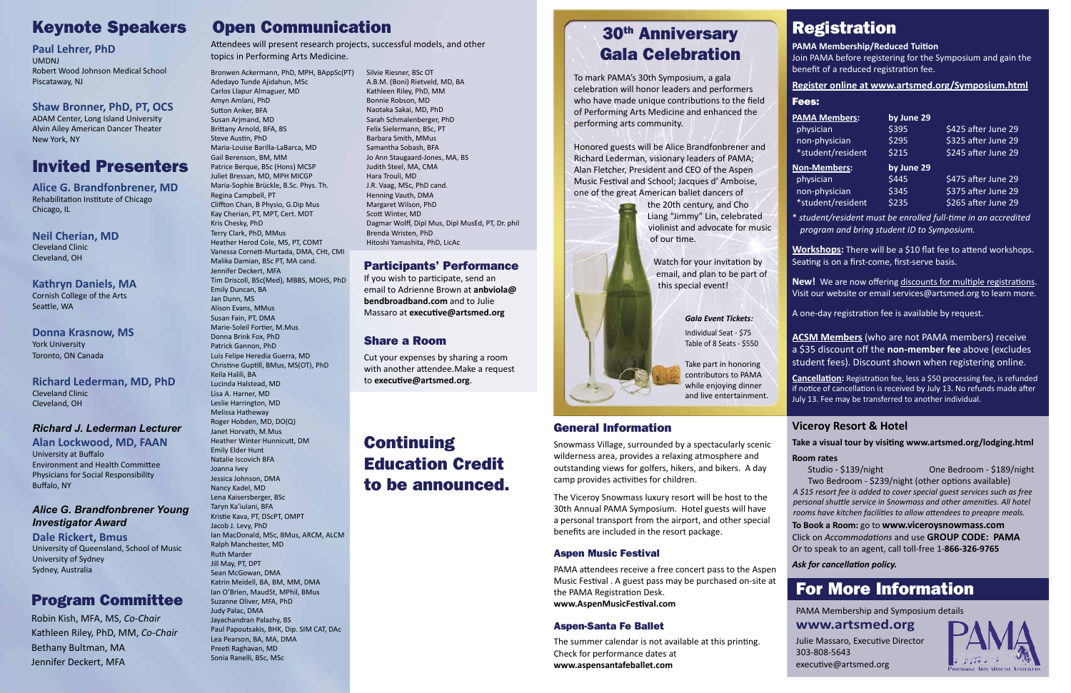# Keynote Speakers

**Paul Lehrer, PhD**
UMDNJ
Robert Wood Johnson Medical School
Piscataway, NJ

**Shaw Bronner, PhD, PT, OCS**
ADAM Center, Long Island University
Alvin Ailey American Dancer Theater
New York, NY

# Invited Presenters

**Alice G. Brandfonbrener, MD**
Rehabilitation Institute of Chicago
Chicago, IL

**Neil Cherian, MD**
Cleveland Clinic
Cleveland, OH

**Kathryn Daniels, MA**
Cornish College of the Arts
Seattle, WA

**Donna Krasnow, MS**
York University
Toronto, ON Canada

**Richard Lederman, MD, PhD**
Cleveland Clinic
Cleveland, OH

***Richard J. Lederman Lecturer***
**Alan Lockwood, MD, FAAN**
University at Buffalo
Environment and Health Committee
Physicians for Social Responsibility
Buffalo, NY

***Alice G. Brandfonbrener Young Investigator Award***
**Dale Rickert, Bmus**
University of Queensland, School of Music
University of Sydney
Sydney, Australia

# Program Committee

Robin Kish, MFA, MS, *Co-Chair*
Kathleen Riley, PhD, MM, *Co-Chair*
Bethany Bultman, MA
Jennifer Deckert, MFA

# Open Communication

Attendees will present research projects, successful models, and other topics in Performing Arts Medicine.

Bronwen Ackermann, PhD, MPH, BAppSc(PT)
Adedayo Tunde Ajidahun, MSc
Carlos Llapur Almaguer, MD
Amyn Amlani, PhD
Sutton Anker, BFA
Susan Arjmand, MD
Brittany Arnold, BFA, BS
Steve Austin, PhD
Maria-Louise Barilla-LaBarca, MD
Gail Berenson, BM, MM
Patrice Berque, BSc (Hons) MCSP
Juliet Bressan, MD, MPH MICGP
Maria-Sophie Brückle, B.Sc. Phys. Th.
Regina Campbell, PT
Cliffton Chan, B Physio, G.Dip Mus
Kay Cherian, PT, MPT, Cert. MDT
Kris Chesky, PhD
Terry Clark, PhD, MMus
Heather Herod Cole, MS, PT, COMT
Vanessa Cornett-Murtada, DMA, CHt, CMI
Malika Damian, BSc PT, MA cand.
Jennifer Deckert, MFA
Tim Driscoll, BSc(Med), MBBS, MOHS, PhD
Emily Duncan, BA
Jan Dunn, MS
Alison Evans, MMus
Susan Fain, PT, DMA
Marie-Soleil Fortier, M.Mus
Donna Brink Fox, PhD
Patrick Gannon, PhD
Luis Felipe Heredia Guerra, MD
Christine Guptill, BMus, MS(OT), PhD
Keila Halili, BA
Lucinda Halstead, MD
Lisa A. Harner, MD
Leslie Harrington, MD
Melissa Hatheway
Roger Hobden, MD, DO(Q)
Janet Horvath, M.Mus
Heather Winter Hunnicutt, DM
Emily Elder Hunt
Natalie Iscovich BFA
Joanna Ivey
Jessica Johnson, DMA
Nancy Kadel, MD
Lena Kaisersberger, BSc
Taryn Ka'iulani, BFA
Kristie Kava, PT, DScPT, OMPT
Jacob J. Levy, PhD
Ian MacDonald, MSc, BMus, ARCM, ALCM
Ralph Manchester, MD
Ruth Marder
Jill May, PT, DPT
Sean McGowan, DMA
Katrin Meidell, BA, BM, MM, DMA
Ian O'Brien, MaudSt, MPhil, BMus
Suzanne Oliver, MFA, PhD
Judy Palac, DMA
Jayachandran Palazhy, BS
Paul Papoutsakis, BHK, Dip. SIM CAT, DAc
Lea Pearson, BA, MA, DMA
Preeti Raghavan, MD
Sonia Ranelli, BSc, MSc
Silvie Riesner, BSc OT
A.B.M. (Boni) Rietveld, MD, BA
Kathleen Riley, PhD, MM
Bonnie Robson, MD
Naotaka Sakai, MD, PhD
Sarah Schmalenberger, PhD
Felix Sielermann, BSc, PT
Barbara Smith, MMus
Samantha Sobash, BFA
Jo Ann Staugaard-Jones, MA, BS
Judith Steel, MA, CMA
Hara Trouli, MD
J.R. Vaag, MSc, PhD cand.
Henning Vauth, DMA
Margaret Wilson, PhD
Scott Winter, MD
Dagmar Wolff, Dipl Mus, Dipl MusEd, PT, Dr. phil
Brenda Wristen, PhD
Hitoshi Yamashita, PhD, LicAc

## Participants' Performance

If you wish to participate, send an email to Adrienne Brown at **anbviola@bendbroadband.com** and to Julie Massaro at **executive@artsmed.org**

## Share a Room

Cut your expenses by sharing a room with another attendee.Make a request to **executive@artsmed.org**.

# Continuing Education Credit to be announced.

# 30th Anniversary Gala Celebration

To mark PAMA's 30th Symposium, a gala celebration will honor leaders and performers who have made unique contributions to the field of Performing Arts Medicine and enhanced the performing arts community.

Honored guests will be Alice Brandfonbrener and Richard Lederman, visionary leaders of PAMA; Alan Fletcher, President and CEO of the Aspen Music Festival and School; Jacques d' Amboise, one of the great American ballet dancers of the 20th century, and Cho Liang "Jimmy" Lin, celebrated violinist and advocate for music of our time.

Watch for your invitation by email, and plan to be part of this special event!

***Gala Event Tickets:***
Individual Seat - $75
Table of 8 Seats - $550

Take part in honoring contributors to PAMA while enjoying dinner and live entertainment.

## General Information

Snowmass Village, surrounded by a spectacularly scenic wilderness area, provides a relaxing atmosphere and outstanding views for golfers, hikers, and bikers. A day camp provides activities for children.

The Viceroy Snowmass luxury resort will be host to the 30th Annual PAMA Symposium. Hotel guests will have a personal transport from the airport, and other special benefits are included in the resort package.

### Aspen Music Festival

PAMA attendees receive a free concert pass to the Aspen Music Festival . A guest pass may be purchased on-site at the PAMA Registration Desk.
**www.AspenMusicFestival.com**

### Aspen-Santa Fe Ballet

The summer calendar is not available at this printing. Check for performance dates at
**www.aspensantafeballet.com**

# Registration

**PAMA Membership/Reduced Tuition**
Join PAMA before registering for the Symposium and gain the benefit of a reduced registration fee.

**Register online at www.artsmed.org/Symposium.html**

## Fees:

| | | |
|---|---|---|
| **PAMA Members:** | **by June 29** | |
| physician | $395 | $425 after June 29 |
| non-physician | $295 | $325 after June 29 |
| *student/resident | $215 | $245 after June 29 |
| **Non-Members:** | **by June 29** | |
| physician | $445 | $475 after June 29 |
| non-physician | $345 | $375 after June 29 |
| *student/resident | $235 | $265 after June 29 |

*\* student/resident must be enrolled full-time in an accredited program and bring student ID to Symposium.*

**Workshops:** There will be a $10 flat fee to attend workshops. Seating is on a first-come, first-serve basis.

**New!** We are now offering discounts for multiple registrations. Visit our website or email services@artsmed.org to learn more.

A one-day registration fee is available by request.

**ACSM Members** (who are not PAMA members) receive a $35 discount off the **non-member fee** above (excludes student fees). Discount shown when registering online.

**Cancellation:** Registration fee, less a $50 processing fee, is refunded if notice of cancellation is received by July 13. No refunds made after July 13. Fee may be transferred to another individual.

## Viceroy Resort & Hotel

**Take a visual tour by visiting www.artsmed.org/lodging.html**

**Room rates**
Studio - $139/night One Bedroom - $189/night
Two Bedroom - $239/night (other options available)
*A $15 resort fee is added to cover special guest services such as free personal shuttle service in Snowmass and other amenities. All hotel rooms have kitchen facilities to allow attendees to preapre meals.*

**To Book a Room:** go to **www.viceroysnowmass.com**
Click on *Accommodations* and use **GROUP CODE: PAMA**
Or to speak to an agent, call toll-free 1-**866-326-9765**

***Ask for cancellation policy.***

# For More Information

PAMA Membership and Symposium details
**www.artsmed.org**
Julie Massaro, Executive Director
303-808-5643
executive@artsmed.org